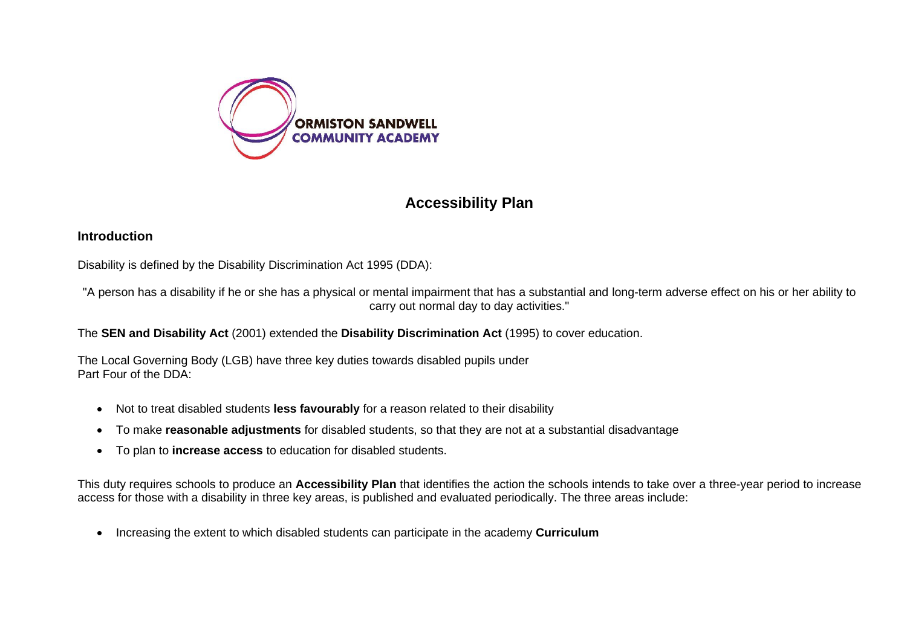ORMISTON SANDWELL COMMUNITY ACADEMY

# Accessibility Plan

## Introduction

Disability is defined by the Disability Discrimination Act 1995 (DDA):

"A person has a disability if he or she has a physical or mental impairment that has a substantial and long-term adverse effect on his or her ability to carry out normal day to day activities."

The **SEN and Disability Act** (2001) extended the **Disability Discrimination Act** (1995) to cover education.

The Local Governing Body (LGB) have three key duties towards disabled pupils under Part Four of the DDA:

- Not to treat disabled students **less favourably** for a reason related to their disability
- To make **reasonable adjustments** for disabled students, so that they are not at a substantial disadvantage
- To plan to **increase access** to education for disabled students.

This duty requires schools to produce an **Accessibility Plan** that identifies the action the schools intends to take over a three-year period to increase access for those with a disability in three key areas, is published and evaluated periodically. The three areas include:

- Increasing the extent to which disabled students can participate in the academy **Curriculum**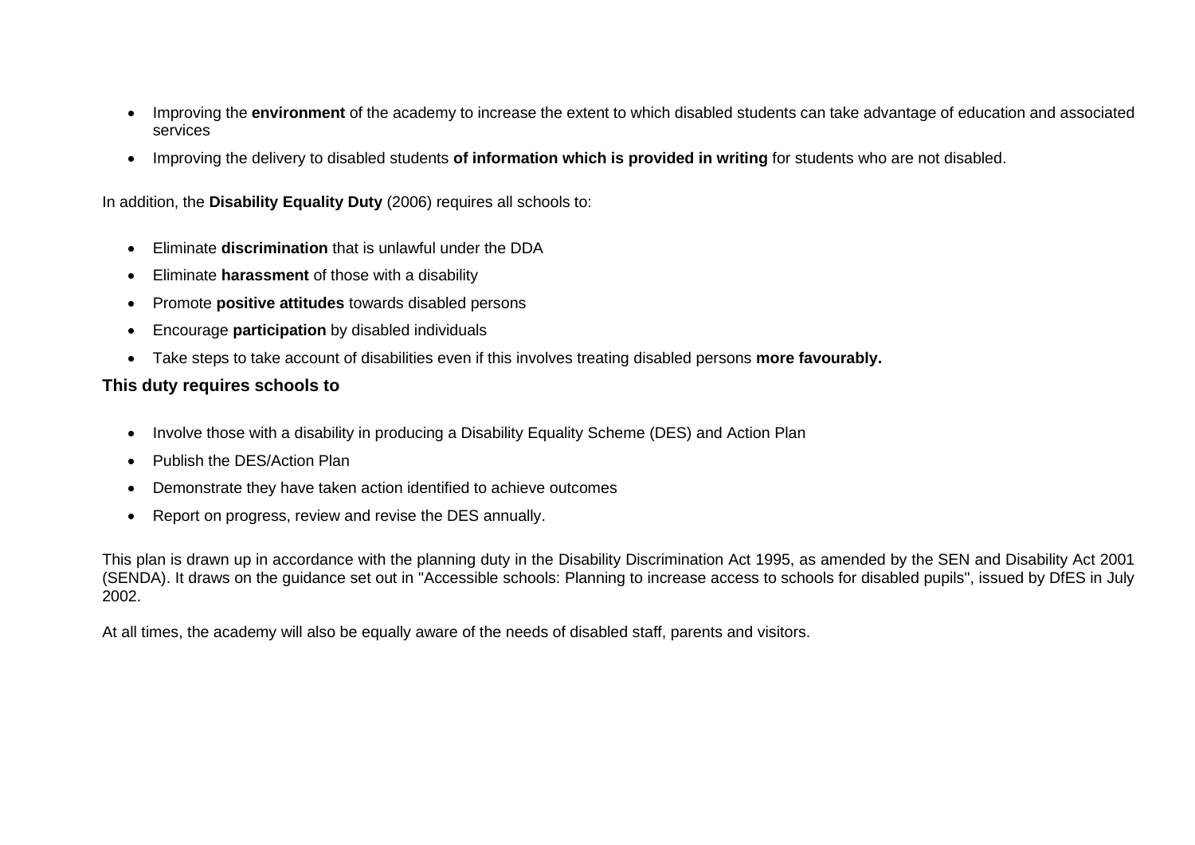- Improving the **environment** of the academy to increase the extent to which disabled students can take advantage of education and associated services
- Improving the delivery to disabled students **of information which is provided in writing** for students who are not disabled.

In addition, the **Disability Equality Duty** (2006) requires all schools to:

- Eliminate **discrimination** that is unlawful under the DDA
- Eliminate **harassment** of those with a disability
- Promote **positive attitudes** towards disabled persons
- Encourage **participation** by disabled individuals
- Take steps to take account of disabilities even if this involves treating disabled persons **more favourably.**

### This duty requires schools to

- Involve those with a disability in producing a Disability Equality Scheme (DES) and Action Plan
- Publish the DES/Action Plan
- Demonstrate they have taken action identified to achieve outcomes
- Report on progress, review and revise the DES annually.

This plan is drawn up in accordance with the planning duty in the Disability Discrimination Act 1995, as amended by the SEN and Disability Act 2001 (SENDA). It draws on the guidance set out in "Accessible schools: Planning to increase access to schools for disabled pupils", issued by DfES in July 2002.

At all times, the academy will also be equally aware of the needs of disabled staff, parents and visitors.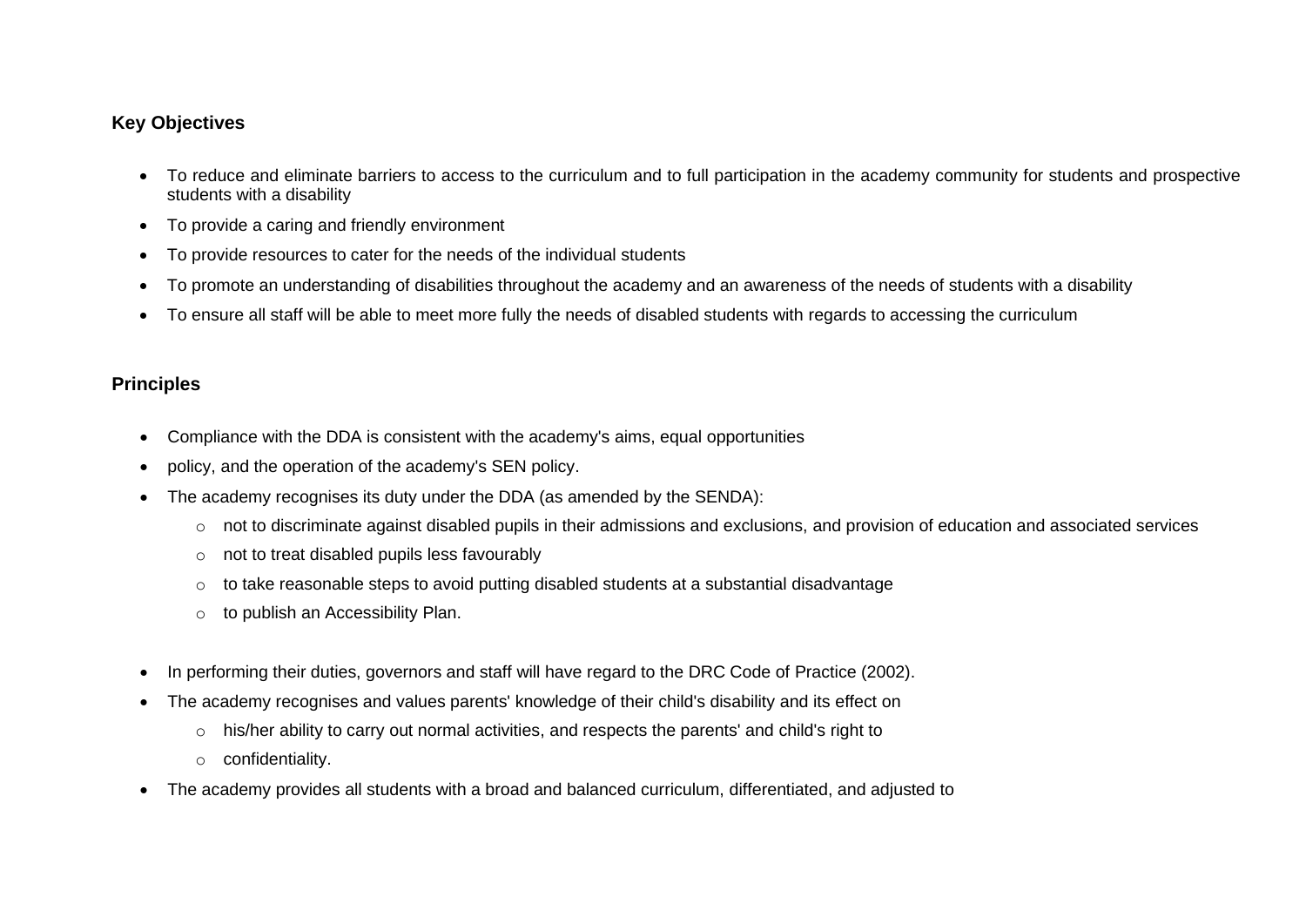### Key Objectives

- To reduce and eliminate barriers to access to the curriculum and to full participation in the academy community for students and prospective students with a disability
- To provide a caring and friendly environment
- To provide resources to cater for the needs of the individual students
- To promote an understanding of disabilities throughout the academy and an awareness of the needs of students with a disability
- To ensure all staff will be able to meet more fully the needs of disabled students with regards to accessing the curriculum

### Principles

- Compliance with the DDA is consistent with the academy's aims, equal opportunities
- policy, and the operation of the academy's SEN policy.
- The academy recognises its duty under the DDA (as amended by the SENDA):
    - not to discriminate against disabled pupils in their admissions and exclusions, and provision of education and associated services
    - not to treat disabled pupils less favourably
    - to take reasonable steps to avoid putting disabled students at a substantial disadvantage
    - to publish an Accessibility Plan.

- In performing their duties, governors and staff will have regard to the DRC Code of Practice (2002).
- The academy recognises and values parents' knowledge of their child's disability and its effect on
    - his/her ability to carry out normal activities, and respects the parents' and child's right to
    - confidentiality.
- The academy provides all students with a broad and balanced curriculum, differentiated, and adjusted to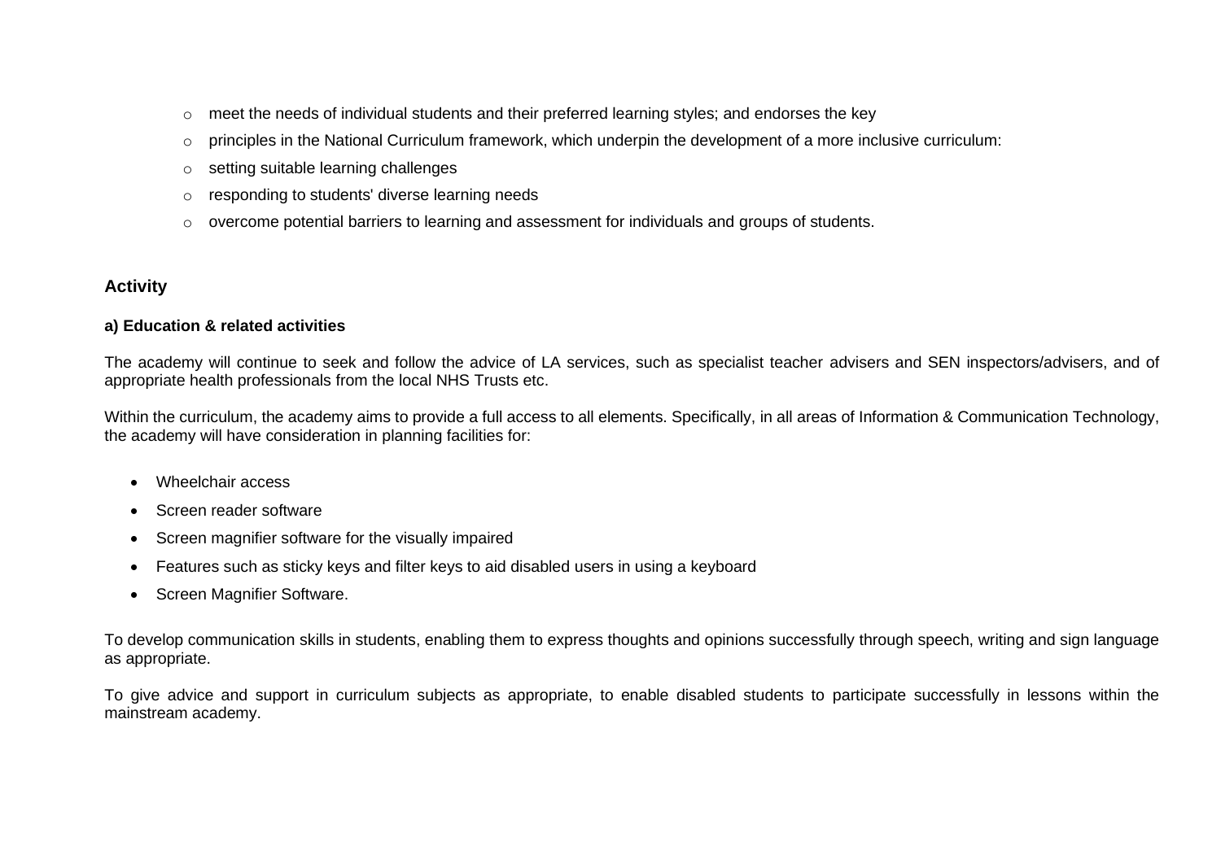- meet the needs of individual students and their preferred learning styles; and endorses the key
- principles in the National Curriculum framework, which underpin the development of a more inclusive curriculum:
- setting suitable learning challenges
- responding to students' diverse learning needs
- overcome potential barriers to learning and assessment for individuals and groups of students.

## Activity

### a) Education & related activities

The academy will continue to seek and follow the advice of LA services, such as specialist teacher advisers and SEN inspectors/advisers, and of appropriate health professionals from the local NHS Trusts etc.

Within the curriculum, the academy aims to provide a full access to all elements. Specifically, in all areas of Information & Communication Technology, the academy will have consideration in planning facilities for:

- Wheelchair access
- Screen reader software
- Screen magnifier software for the visually impaired
- Features such as sticky keys and filter keys to aid disabled users in using a keyboard
- Screen Magnifier Software.

To develop communication skills in students, enabling them to express thoughts and opinions successfully through speech, writing and sign language as appropriate.

To give advice and support in curriculum subjects as appropriate, to enable disabled students to participate successfully in lessons within the mainstream academy.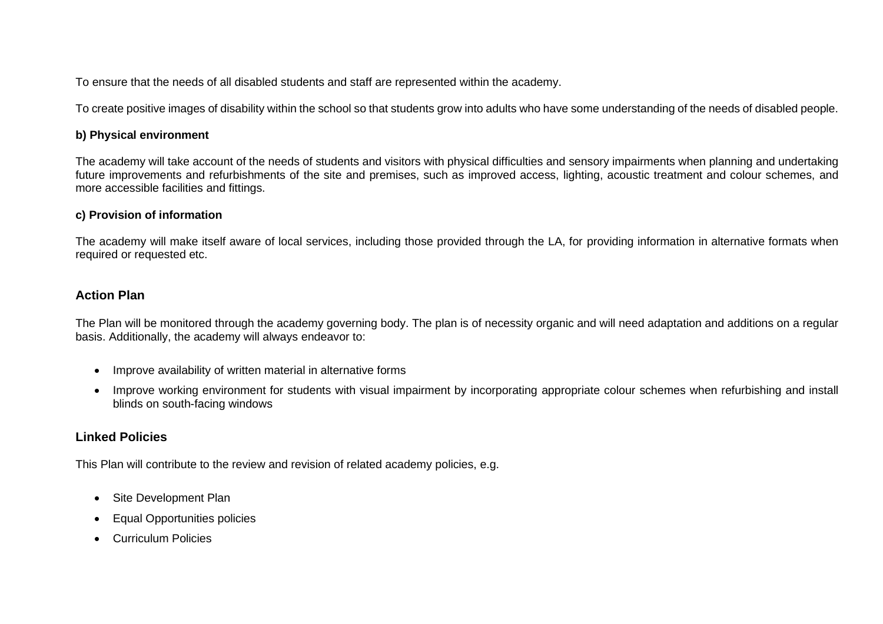To ensure that the needs of all disabled students and staff are represented within the academy.

To create positive images of disability within the school so that students grow into adults who have some understanding of the needs of disabled people.

**b) Physical environment**

The academy will take account of the needs of students and visitors with physical difficulties and sensory impairments when planning and undertaking future improvements and refurbishments of the site and premises, such as improved access, lighting, acoustic treatment and colour schemes, and more accessible facilities and fittings.

**c) Provision of information**

The academy will make itself aware of local services, including those provided through the LA, for providing information in alternative formats when required or requested etc.

## Action Plan

The Plan will be monitored through the academy governing body. The plan is of necessity organic and will need adaptation and additions on a regular basis. Additionally, the academy will always endeavor to:

- Improve availability of written material in alternative forms
- Improve working environment for students with visual impairment by incorporating appropriate colour schemes when refurbishing and install blinds on south-facing windows

## Linked Policies

This Plan will contribute to the review and revision of related academy policies, e.g.

- Site Development Plan
- Equal Opportunities policies
- Curriculum Policies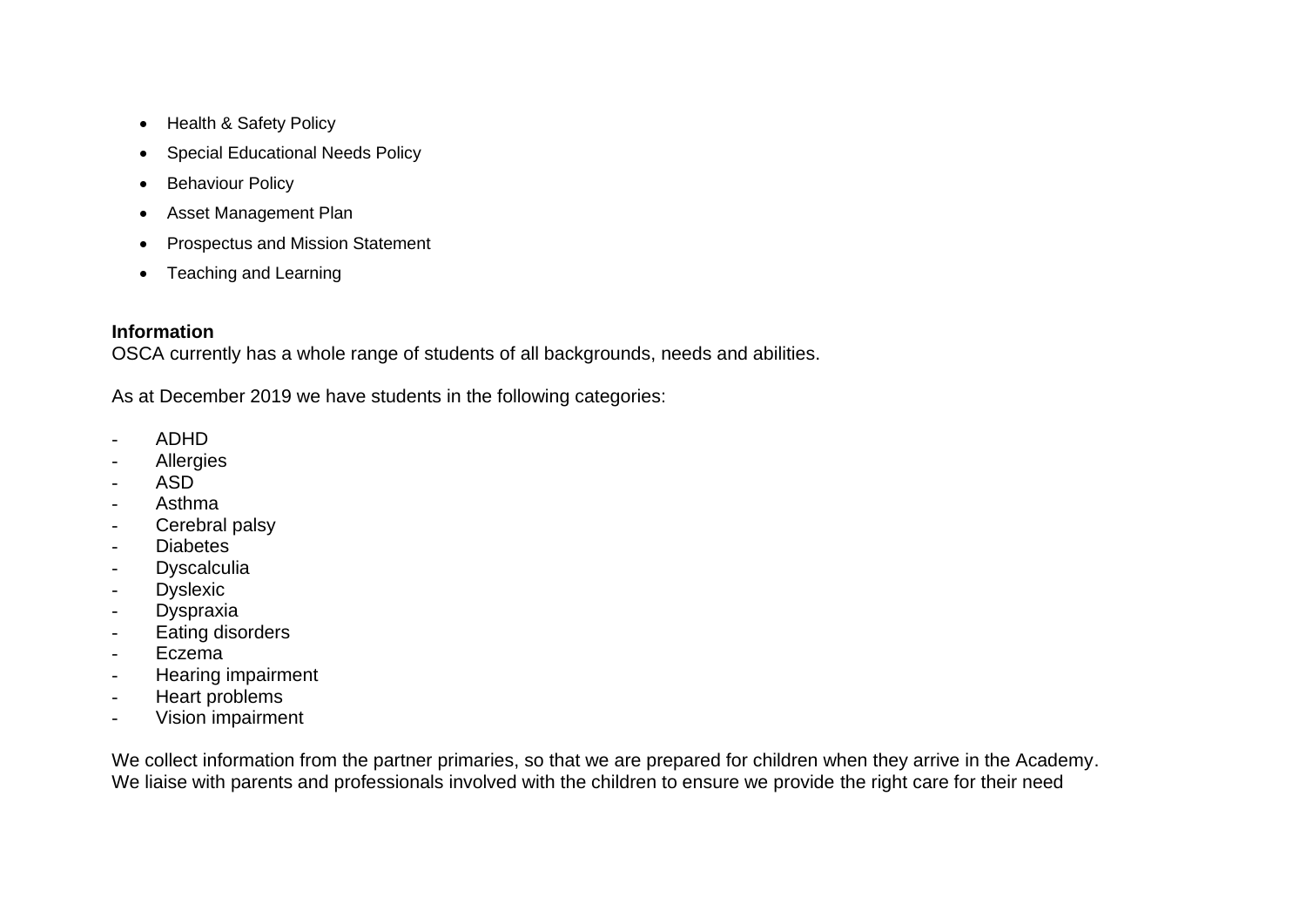- Health & Safety Policy
- Special Educational Needs Policy
- Behaviour Policy
- Asset Management Plan
- Prospectus and Mission Statement
- Teaching and Learning

**Information**
OSCA currently has a whole range of students of all backgrounds, needs and abilities.

As at December 2019 we have students in the following categories:

- ADHD
- Allergies
- ASD
- Asthma
- Cerebral palsy
- Diabetes
- Dyscalculia
- Dyslexic
- Dyspraxia
- Eating disorders
- Eczema
- Hearing impairment
- Heart problems
- Vision impairment

We collect information from the partner primaries, so that we are prepared for children when they arrive in the Academy.
We liaise with parents and professionals involved with the children to ensure we provide the right care for their need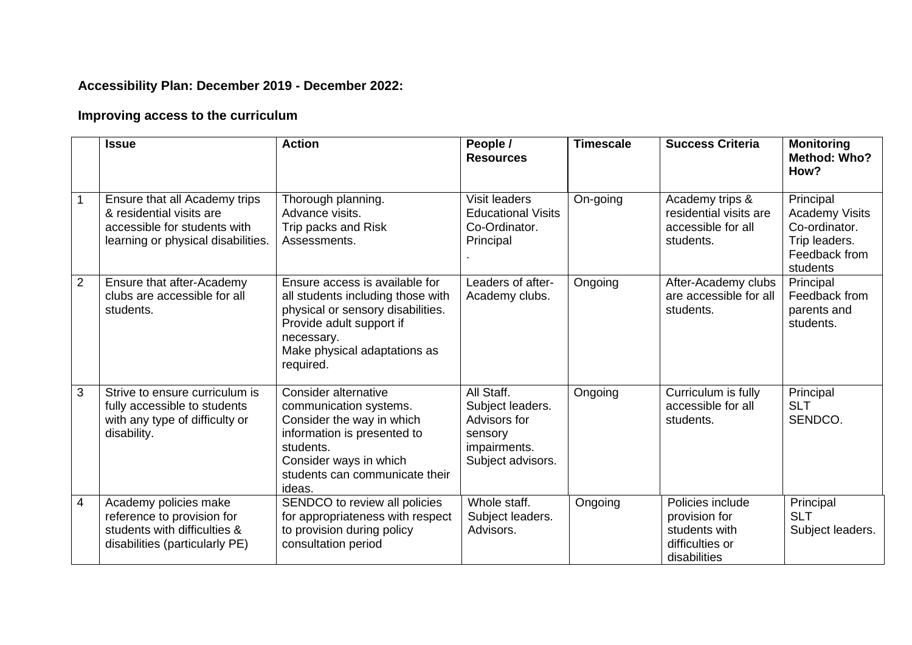**Accessibility Plan: December 2019 - December 2022:**

**Improving access to the curriculum**

| | Issue | Action | People / Resources | Timescale | Success Criteria | Monitoring Method: Who? How? |
|---|---|---|---|---|---|---|
| 1 | Ensure that all Academy trips & residential visits are accessible for students with learning or physical disabilities. | Thorough planning.<br>Advance visits.<br>Trip packs and Risk Assessments. | Visit leaders<br>Educational Visits Co-Ordinator.<br>Principal<br>. | On-going | Academy trips & residential visits are accessible for all students. | Principal<br>Academy Visits Co-ordinator.<br>Trip leaders.<br>Feedback from students |
| 2 | Ensure that after-Academy clubs are accessible for all students. | Ensure access is available for all students including those with physical or sensory disabilities.<br>Provide adult support if necessary.<br>Make physical adaptations as required. | Leaders of after-Academy clubs. | Ongoing | After-Academy clubs are accessible for all students. | Principal<br>Feedback from parents and students. |
| 3 | Strive to ensure curriculum is fully accessible to students with any type of difficulty or disability. | Consider alternative communication systems.<br>Consider the way in which information is presented to students.<br>Consider ways in which students can communicate their ideas. | All Staff.<br>Subject leaders.<br>Advisors for sensory impairments.<br>Subject advisors. | Ongoing | Curriculum is fully accessible for all students. | Principal<br>SLT<br>SENDCO. |
| 4 | Academy policies make reference to provision for students with difficulties & disabilities (particularly PE) | SENDCO to review all policies for appropriateness with respect to provision during policy consultation period | Whole staff.<br>Subject leaders.<br>Advisors. | Ongoing | Policies include provision for students with difficulties or disabilities | Principal<br>SLT<br>Subject leaders. |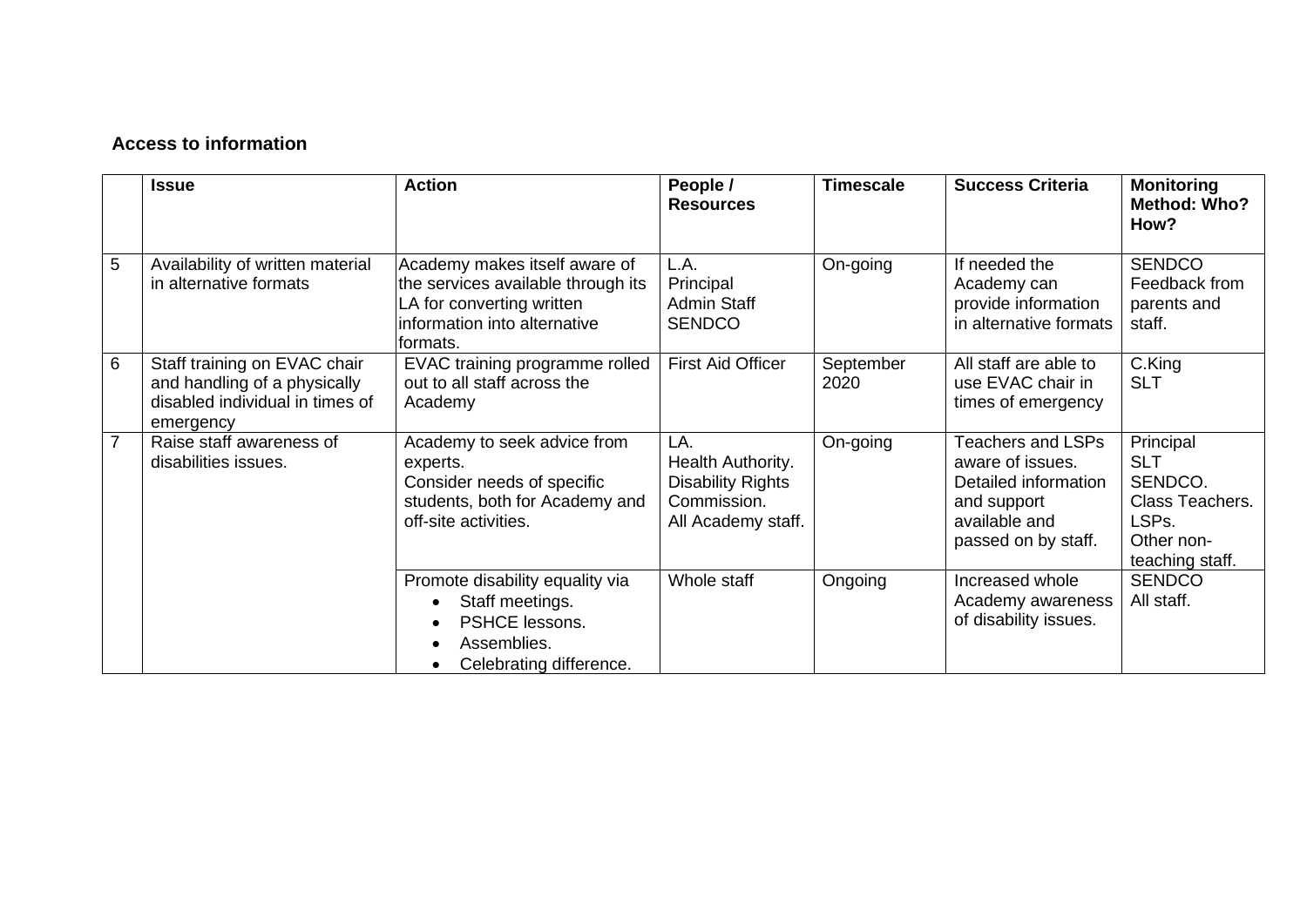**Access to information**

| | Issue | Action | People / Resources | Timescale | Success Criteria | Monitoring Method: Who? How? |
|---|---|---|---|---|---|---|
| 5 | Availability of written material in alternative formats | Academy makes itself aware of the services available through its LA for converting written information into alternative formats. | L.A.<br>Principal<br>Admin Staff<br>SENDCO | On-going | If needed the Academy can provide information in alternative formats | SENDCO<br>Feedback from parents and staff. |
| 6 | Staff training on EVAC chair and handling of a physically disabled individual in times of emergency | EVAC training programme rolled out to all staff across the Academy | First Aid Officer | September 2020 | All staff are able to use EVAC chair in times of emergency | C.King<br>SLT |
| 7 | Raise staff awareness of disabilities issues. | Academy to seek advice from experts.<br>Consider needs of specific students, both for Academy and off-site activities. | LA.<br>Health Authority.<br>Disability Rights Commission.<br>All Academy staff. | On-going | Teachers and LSPs aware of issues.<br>Detailed information and support available and passed on by staff. | Principal<br>SLT<br>SENDCO.<br>Class Teachers.<br>LSPs.<br>Other non-teaching staff. |
| | | Promote disability equality via<br>• Staff meetings.<br>• PSHCE lessons.<br>• Assemblies.<br>• Celebrating difference. | Whole staff | Ongoing | Increased whole Academy awareness of disability issues. | SENDCO<br>All staff. |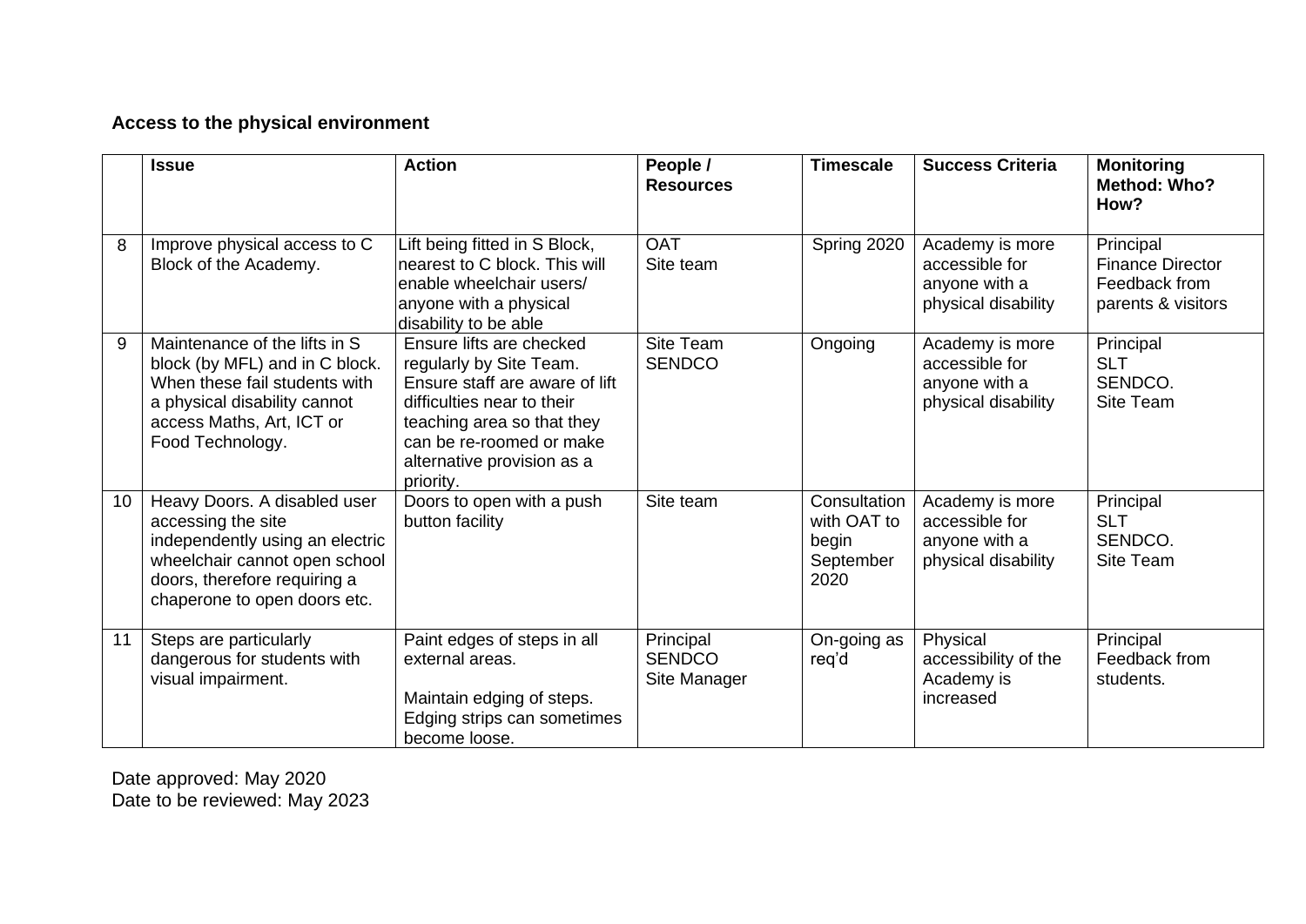**Access to the physical environment**

| | Issue | Action | People / Resources | Timescale | Success Criteria | Monitoring Method: Who? How? |
|---|---|---|---|---|---|---|
| 8 | Improve physical access to C Block of the Academy. | Lift being fitted in S Block, nearest to C block. This will enable wheelchair users/ anyone with a physical disability to be able | OAT<br>Site team | Spring 2020 | Academy is more accessible for anyone with a physical disability | Principal<br>Finance Director<br>Feedback from parents & visitors |
| 9 | Maintenance of the lifts in S block (by MFL) and in C block. When these fail students with a physical disability cannot access Maths, Art, ICT or Food Technology. | Ensure lifts are checked regularly by Site Team. Ensure staff are aware of lift difficulties near to their teaching area so that they can be re-roomed or make alternative provision as a priority. | Site Team<br>SENDCO | Ongoing | Academy is more accessible for anyone with a physical disability | Principal<br>SLT<br>SENDCO.<br>Site Team |
| 10 | Heavy Doors. A disabled user accessing the site independently using an electric wheelchair cannot open school doors, therefore requiring a chaperone to open doors etc. | Doors to open with a push button facility | Site team | Consultation with OAT to begin September 2020 | Academy is more accessible for anyone with a physical disability | Principal<br>SLT<br>SENDCO.<br>Site Team |
| 11 | Steps are particularly dangerous for students with visual impairment. | Paint edges of steps in all external areas.<br><br>Maintain edging of steps. Edging strips can sometimes become loose. | Principal<br>SENDCO<br>Site Manager | On-going as req'd | Physical accessibility of the Academy is increased | Principal<br>Feedback from students. |

Date approved: May 2020
Date to be reviewed: May 2023